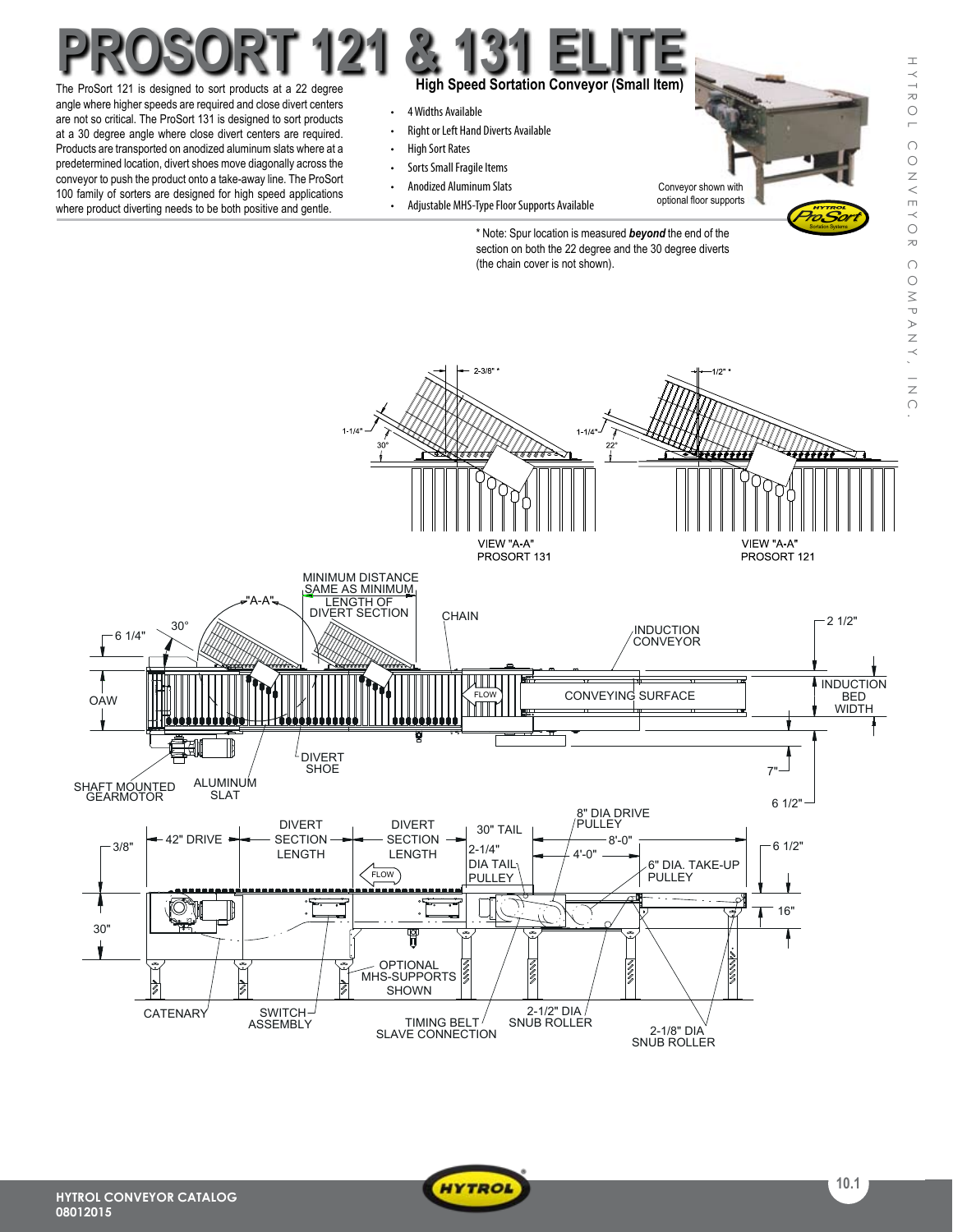# PROSORT 121 & 131 ELITE

## High Speed Sortation Conveyor (Small Item)

The ProSort 121 is designed to sort products at a 22 degree angle where higher speeds are required and close divert centers are not so critical. The ProSort 131 is designed to sort products at a 30 degree angle where close divert centers are required. Products are transported on anodized aluminum slats where at a predetermined location, divert shoes move diagonally across the conveyor to push the product onto a take-away line. The ProSort 100 family of sorters are designed for high speed applications where product diverting needs to be both positive and gentle.

- 4 Widths Available
- Right or Left Hand Diverts Available
- High Sort Rates
- Sorts Small Fragile Items
- Anodized Aluminum Slats
- Adjustable MHS-Type Floor Supports Available

Conveyor shown with optional floor supports

* Note: Spur location is measured ***beyond*** the end of the section on both the 22 degree and the 30 degree diverts (the chain cover is not shown).

2-3/8" *
1-1/4"
30°
VIEW "A-A"
PROSORT 131

1/2" *
1-1/4"
22°
VIEW "A-A"
PROSORT 121

MINIMUM DISTANCE SAME AS MINIMUM LENGTH OF DIVERT SECTION
"A-A"
30°
6 1/4"
OAW
CHAIN
INDUCTION CONVEYOR
FLOW
CONVEYING SURFACE
2 1/2"
INDUCTION BED WIDTH
DIVERT SHOE
SHAFT MOUNTED GEARMOTOR
ALUMINUM SLAT
7"
6 1/2"

3/8"
42" DRIVE
DIVERT SECTION LENGTH
DIVERT SECTION LENGTH
30" TAIL
2-1/4" DIA TAIL PULLEY
8" DIA DRIVE PULLEY
8'-0"
4'-0"
6" DIA. TAKE-UP PULLEY
6 1/2"
16"
30"
FLOW
OPTIONAL MHS-SUPPORTS SHOWN
CATENARY
SWITCH ASSEMBLY
TIMING BELT SLAVE CONNECTION
2-1/2" DIA SNUB ROLLER
2-1/8" DIA SNUB ROLLER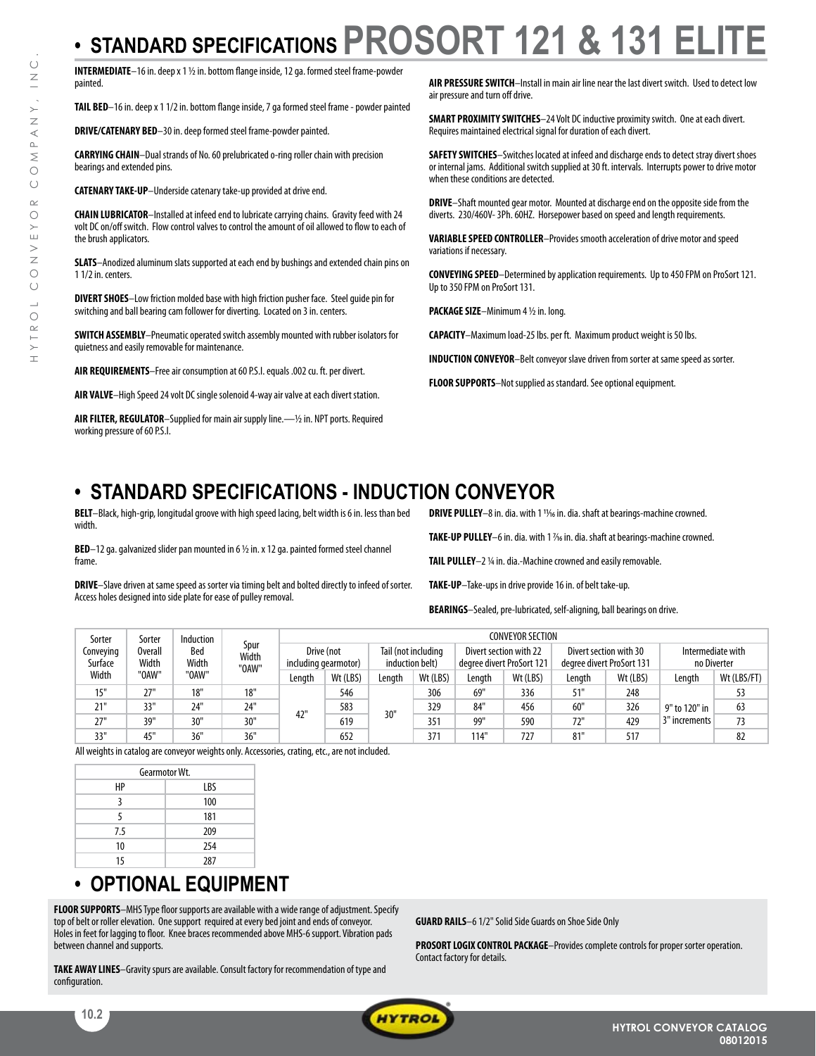# • STANDARD SPECIFICATIONS PROSORT 121 & 131 ELITE

**INTERMEDIATE**–16 in. deep x 1 ½ in. bottom flange inside, 12 ga. formed steel frame-powder painted.

**TAIL BED**–16 in. deep x 1 1/2 in. bottom flange inside, 7 ga formed steel frame - powder painted

**DRIVE/CATENARY BED**–30 in. deep formed steel frame-powder painted.

**CARRYING CHAIN**–Dual strands of No. 60 prelubricated o-ring roller chain with precision bearings and extended pins.

**CATENARY TAKE-UP**–Underside catenary take-up provided at drive end.

**CHAIN LUBRICATOR**–Installed at infeed end to lubricate carrying chains. Gravity feed with 24 volt DC on/off switch. Flow control valves to control the amount of oil allowed to flow to each of the brush applicators.

**SLATS**–Anodized aluminum slats supported at each end by bushings and extended chain pins on 1 1/2 in. centers.

**DIVERT SHOES**–Low friction molded base with high friction pusher face. Steel guide pin for switching and ball bearing cam follower for diverting. Located on 3 in. centers.

**SWITCH ASSEMBLY**–Pneumatic operated switch assembly mounted with rubber isolators for quietness and easily removable for maintenance.

**AIR REQUIREMENTS**–Free air consumption at 60 P.S.I. equals .002 cu. ft. per divert.

**AIR VALVE**–High Speed 24 volt DC single solenoid 4-way air valve at each divert station.

**AIR FILTER, REGULATOR**–Supplied for main air supply line.—½ in. NPT ports. Required working pressure of 60 P.S.I.

**AIR PRESSURE SWITCH**–Install in main air line near the last divert switch. Used to detect low air pressure and turn off drive.

**SMART PROXIMITY SWITCHES**–24 Volt DC inductive proximity switch. One at each divert. Requires maintained electrical signal for duration of each divert.

**SAFETY SWITCHES**–Switches located at infeed and discharge ends to detect stray divert shoes or internal jams. Additional switch supplied at 30 ft. intervals. Interrupts power to drive motor when these conditions are detected.

**DRIVE**–Shaft mounted gear motor. Mounted at discharge end on the opposite side from the diverts. 230/460V- 3Ph. 60HZ. Horsepower based on speed and length requirements.

**VARIABLE SPEED CONTROLLER**–Provides smooth acceleration of drive motor and speed variations if necessary.

**CONVEYING SPEED**–Determined by application requirements. Up to 450 FPM on ProSort 121. Up to 350 FPM on ProSort 131.

**PACKAGE SIZE**–Minimum 4 ½ in. long.

**CAPACITY**–Maximum load-25 lbs. per ft. Maximum product weight is 50 lbs.

**INDUCTION CONVEYOR**–Belt conveyor slave driven from sorter at same speed as sorter.

**FLOOR SUPPORTS**–Not supplied as standard. See optional equipment.

# • STANDARD SPECIFICATIONS - INDUCTION CONVEYOR

**BELT**–Black, high-grip, longitudinal groove with high speed lacing, belt width is 6 in. less than bed width.

**BED**–12 ga. galvanized slider pan mounted in 6 ½ in. x 12 ga. painted formed steel channel frame.

**DRIVE**–Slave driven at same speed as sorter via timing belt and bolted directly to infeed of sorter. Access holes designed into side plate for ease of pulley removal.

**DRIVE PULLEY**–8 in. dia. with 1 ¹¹⁄₁₆ in. dia. shaft at bearings-machine crowned.

**TAKE-UP PULLEY**–6 in. dia. with 1 ⁷⁄₁₆ in. dia. shaft at bearings-machine crowned.

**TAIL PULLEY**–2 ¼ in. dia.-Machine crowned and easily removable.

**TAKE-UP**–Take-ups in drive provide 16 in. of belt take-up.

**BEARINGS**–Sealed, pre-lubricated, self-aligning, ball bearings on drive.

| Sorter Conveying Surface Width | Sorter Overall Width "OAW" | Induction Bed Width "OAW" | Spur Width "OAW" | CONVEYOR SECTION | | | | | | | | | |
|---|---|---|---|---|---|---|---|---|---|---|---|---|---|
| | | | | Drive (not including gearmotor) | | Tail (not including induction belt) | | Divert section with 22 degree divert ProSort 121 | | Divert section with 30 degree divert ProSort 131 | | Intermediate with no Diverter | |
| | | | | Length | Wt (LBS) | Length | Wt (LBS) | Length | Wt (LBS) | Length | Wt (LBS) | Length | Wt (LBS/FT) |
| 15" | 27" | 18" | 18" | 42" | 546 | 30" | 306 | 69" | 336 | 51" | 248 | 9" to 120" in 3" increments | 53 |
| 21" | 33" | 24" | 24" | | 583 | | 329 | 84" | 456 | 60" | 326 | | 63 |
| 27" | 39" | 30" | 30" | | 619 | | 351 | 99" | 590 | 72" | 429 | | 73 |
| 33" | 45" | 36" | 36" | | 652 | | 371 | 114" | 727 | 81" | 517 | | 82 |

All weights in catalog are conveyor weights only. Accessories, crating, etc., are not included.

| Gearmotor Wt. | |
|---|---|
| HP | LBS |
| 3 | 100 |
| 5 | 181 |
| 7.5 | 209 |
| 10 | 254 |
| 15 | 287 |

# • OPTIONAL EQUIPMENT

**FLOOR SUPPORTS**–MHS Type floor supports are available with a wide range of adjustment. Specify top of belt or roller elevation. One support required at every bed joint and ends of conveyor. Holes in feet for lagging to floor. Knee braces recommended above MHS-6 support. Vibration pads between channel and supports.

**TAKE AWAY LINES**–Gravity spurs are available. Consult factory for recommendation of type and configuration.

**GUARD RAILS**–6 1/2" Solid Side Guards on Shoe Side Only

**PROSORT LOGIX CONTROL PACKAGE**–Provides complete controls for proper sorter operation. Contact factory for details.